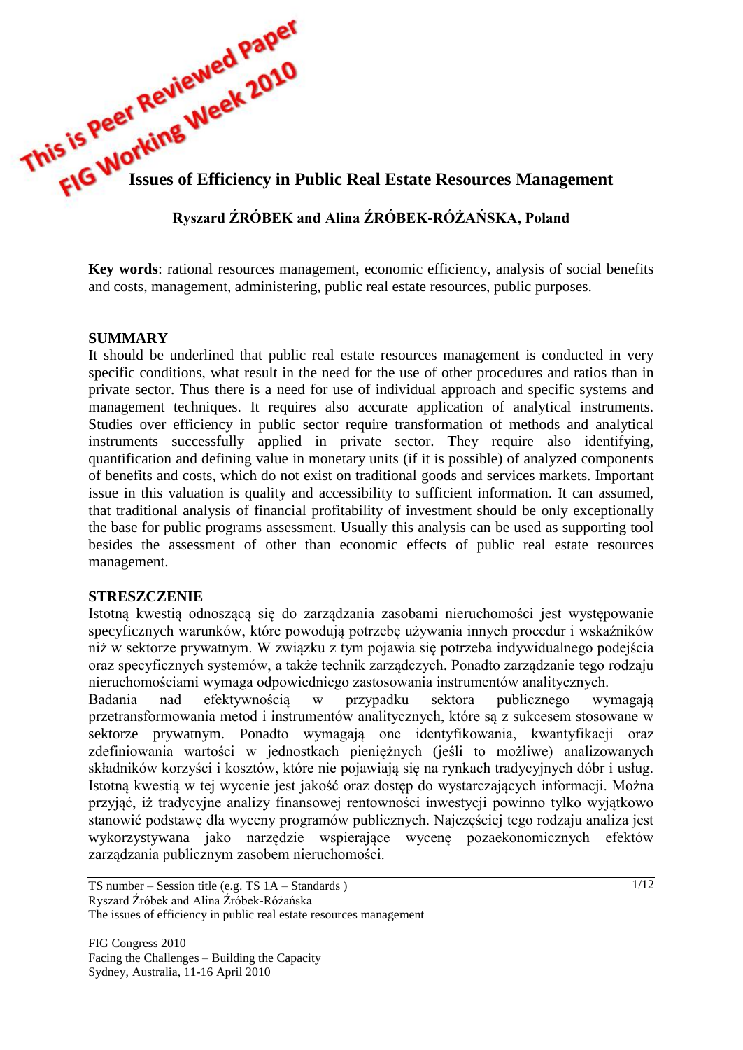This is Peer Reviewed Paper
FIG Working Week 2010

# Issues of Efficiency in Public Real Estate Resources Management

**Ryszard ŹRÓBEK and Alina ŹRÓBEK-RÓŻAŃSKA, Poland**

**Key words**: rational resources management, economic efficiency, analysis of social benefits and costs, management, administering, public real estate resources, public purposes.

## SUMMARY

It should be underlined that public real estate resources management is conducted in very specific conditions, what result in the need for the use of other procedures and ratios than in private sector. Thus there is a need for use of individual approach and specific systems and management techniques. It requires also accurate application of analytical instruments. Studies over efficiency in public sector require transformation of methods and analytical instruments successfully applied in private sector. They require also identifying, quantification and defining value in monetary units (if it is possible) of analyzed components of benefits and costs, which do not exist on traditional goods and services markets. Important issue in this valuation is quality and accessibility to sufficient information. It can assumed, that traditional analysis of financial profitability of investment should be only exceptionally the base for public programs assessment. Usually this analysis can be used as supporting tool besides the assessment of other than economic effects of public real estate resources management.

## STRESZCZENIE

Istotną kwestią odnoszącą się do zarządzania zasobami nieruchomości jest występowanie specyficznych warunków, które powodują potrzebę używania innych procedur i wskaźników niż w sektorze prywatnym. W związku z tym pojawia się potrzeba indywidualnego podejścia oraz specyficznych systemów, a także technik zarządczych. Ponadto zarządzanie tego rodzaju nieruchomościami wymaga odpowiedniego zastosowania instrumentów analitycznych.

Badania nad efektywnością w przypadku sektora publicznego wymagają przetransformowania metod i instrumentów analitycznych, które są z sukcesem stosowane w sektorze prywatnym. Ponadto wymagają one identyfikowania, kwantyfikacji oraz zdefiniowania wartości w jednostkach pieniężnych (jeśli to możliwe) analizowanych składników korzyści i kosztów, które nie pojawiają się na rynkach tradycyjnych dóbr i usług. Istotną kwestią w tej wycenie jest jakość oraz dostęp do wystarczających informacji. Można przyjąć, iż tradycyjne analizy finansowej rentowności inwestycji powinno tylko wyjątkowo stanowić podstawę dla wyceny programów publicznych. Najczęściej tego rodzaju analiza jest wykorzystywana jako narzędzie wspierające wycenę pozaekonomicznych efektów zarządzania publicznym zasobem nieruchomości.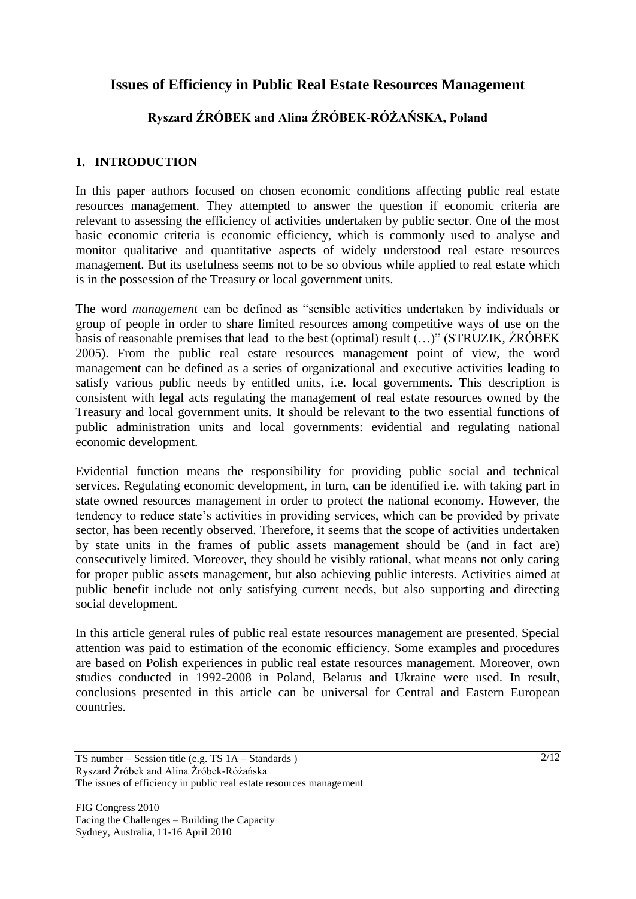# Issues of Efficiency in Public Real Estate Resources Management

## Ryszard ŹRÓBEK and Alina ŹRÓBEK-RÓŻAŃSKA, Poland

### 1. INTRODUCTION

In this paper authors focused on chosen economic conditions affecting public real estate resources management. They attempted to answer the question if economic criteria are relevant to assessing the efficiency of activities undertaken by public sector. One of the most basic economic criteria is economic efficiency, which is commonly used to analyse and monitor qualitative and quantitative aspects of widely understood real estate resources management. But its usefulness seems not to be so obvious while applied to real estate which is in the possession of the Treasury or local government units.

The word *management* can be defined as "sensible activities undertaken by individuals or group of people in order to share limited resources among competitive ways of use on the basis of reasonable premises that lead to the best (optimal) result (…)" (STRUZIK, ŹRÓBEK 2005). From the public real estate resources management point of view, the word management can be defined as a series of organizational and executive activities leading to satisfy various public needs by entitled units, i.e. local governments. This description is consistent with legal acts regulating the management of real estate resources owned by the Treasury and local government units. It should be relevant to the two essential functions of public administration units and local governments: evidential and regulating national economic development.

Evidential function means the responsibility for providing public social and technical services. Regulating economic development, in turn, can be identified i.e. with taking part in state owned resources management in order to protect the national economy. However, the tendency to reduce state's activities in providing services, which can be provided by private sector, has been recently observed. Therefore, it seems that the scope of activities undertaken by state units in the frames of public assets management should be (and in fact are) consecutively limited. Moreover, they should be visibly rational, what means not only caring for proper public assets management, but also achieving public interests. Activities aimed at public benefit include not only satisfying current needs, but also supporting and directing social development.

In this article general rules of public real estate resources management are presented. Special attention was paid to estimation of the economic efficiency. Some examples and procedures are based on Polish experiences in public real estate resources management. Moreover, own studies conducted in 1992-2008 in Poland, Belarus and Ukraine were used. In result, conclusions presented in this article can be universal for Central and Eastern European countries.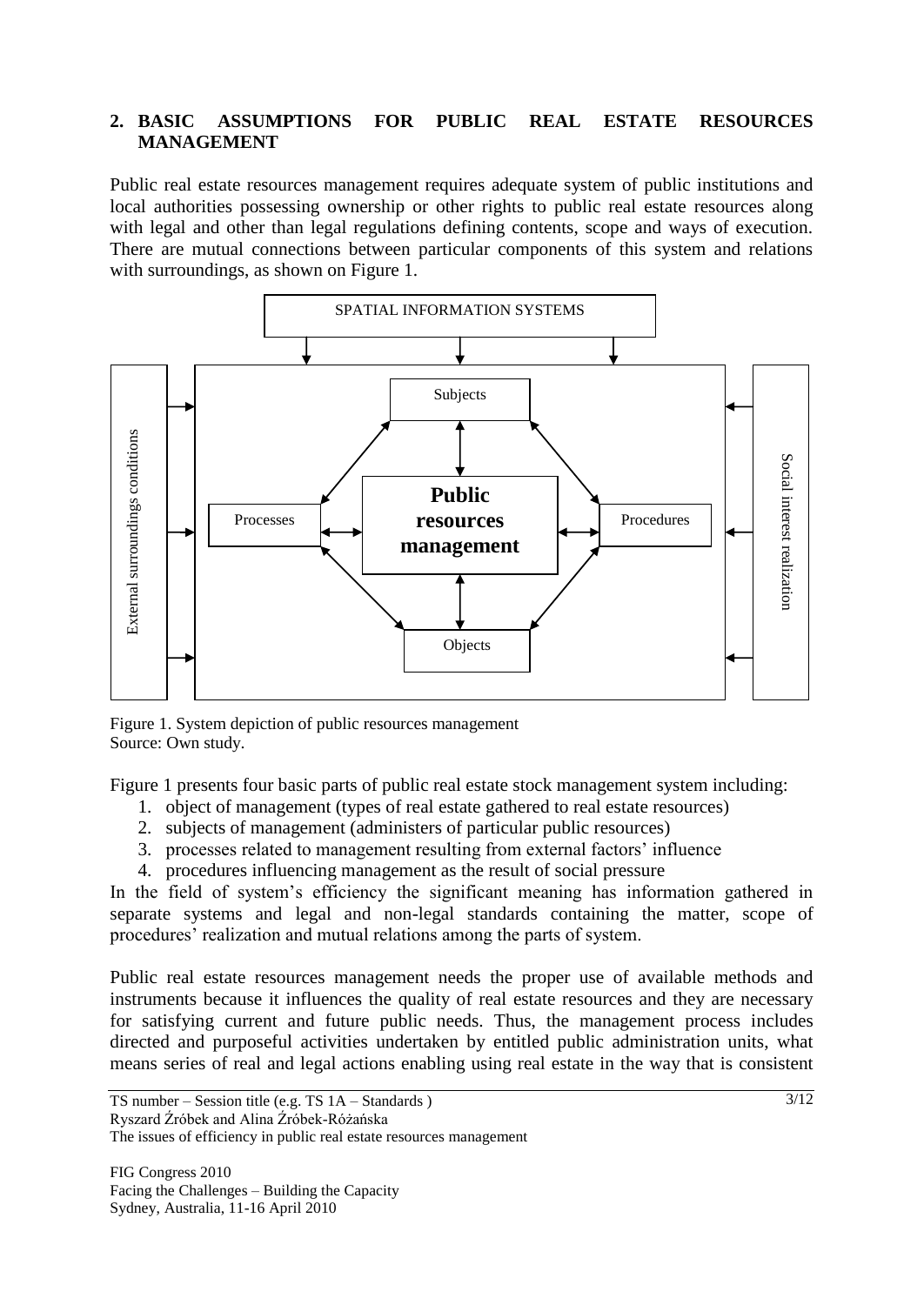## 2. BASIC ASSUMPTIONS FOR PUBLIC REAL ESTATE RESOURCES MANAGEMENT

Public real estate resources management requires adequate system of public institutions and local authorities possessing ownership or other rights to public real estate resources along with legal and other than legal regulations defining contents, scope and ways of execution. There are mutual connections between particular components of this system and relations with surroundings, as shown on Figure 1.

Figure 1. System depiction of public resources management
Source: Own study.

Figure 1 presents four basic parts of public real estate stock management system including:

1. object of management (types of real estate gathered to real estate resources)
2. subjects of management (administers of particular public resources)
3. processes related to management resulting from external factors' influence
4. procedures influencing management as the result of social pressure

In the field of system's efficiency the significant meaning has information gathered in separate systems and legal and non-legal standards containing the matter, scope of procedures' realization and mutual relations among the parts of system.

Public real estate resources management needs the proper use of available methods and instruments because it influences the quality of real estate resources and they are necessary for satisfying current and future public needs. Thus, the management process includes directed and purposeful activities undertaken by entitled public administration units, what means series of real and legal actions enabling using real estate in the way that is consistent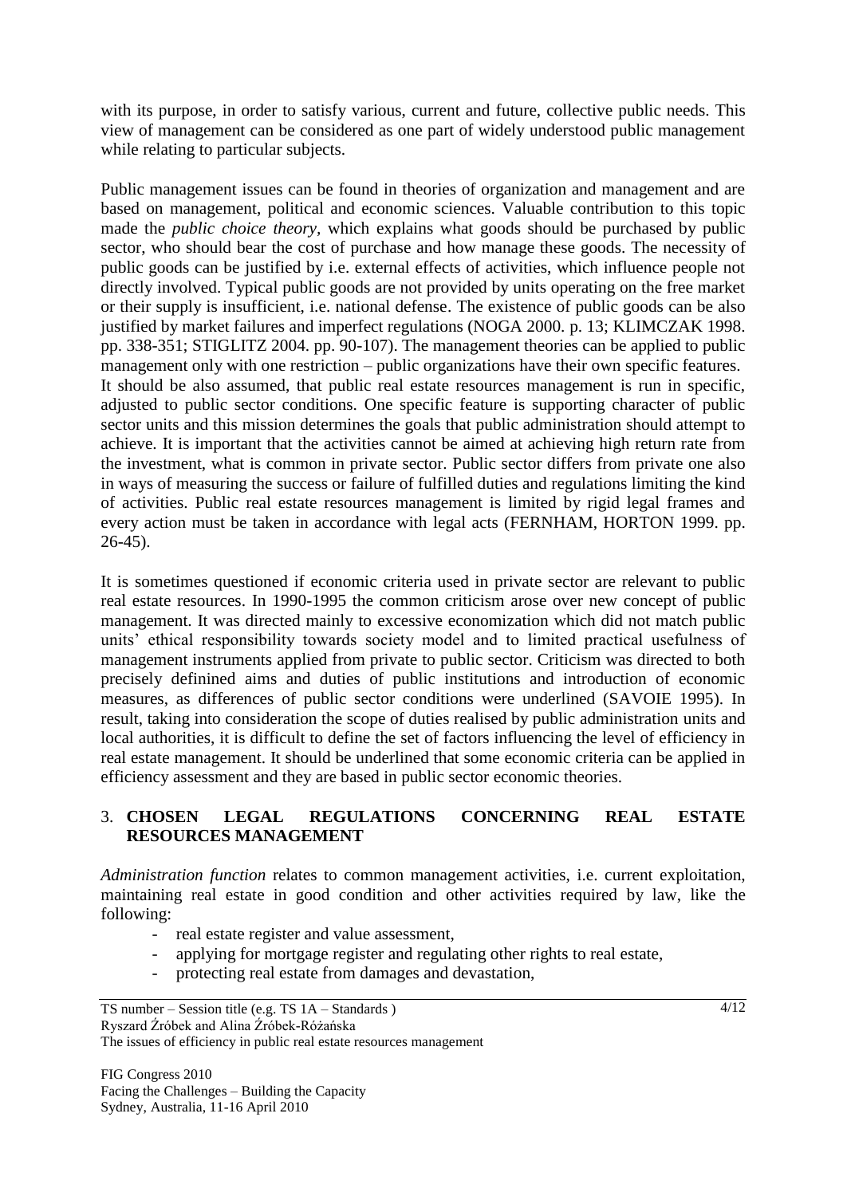with its purpose, in order to satisfy various, current and future, collective public needs. This view of management can be considered as one part of widely understood public management while relating to particular subjects.

Public management issues can be found in theories of organization and management and are based on management, political and economic sciences. Valuable contribution to this topic made the *public choice theory*, which explains what goods should be purchased by public sector, who should bear the cost of purchase and how manage these goods. The necessity of public goods can be justified by i.e. external effects of activities, which influence people not directly involved. Typical public goods are not provided by units operating on the free market or their supply is insufficient, i.e. national defense. The existence of public goods can be also justified by market failures and imperfect regulations (NOGA 2000. p. 13; KLIMCZAK 1998. pp. 338-351; STIGLITZ 2004. pp. 90-107). The management theories can be applied to public management only with one restriction – public organizations have their own specific features. It should be also assumed, that public real estate resources management is run in specific, adjusted to public sector conditions. One specific feature is supporting character of public sector units and this mission determines the goals that public administration should attempt to achieve. It is important that the activities cannot be aimed at achieving high return rate from the investment, what is common in private sector. Public sector differs from private one also in ways of measuring the success or failure of fulfilled duties and regulations limiting the kind of activities. Public real estate resources management is limited by rigid legal frames and every action must be taken in accordance with legal acts (FERNHAM, HORTON 1999. pp. 26-45).

It is sometimes questioned if economic criteria used in private sector are relevant to public real estate resources. In 1990-1995 the common criticism arose over new concept of public management. It was directed mainly to excessive economization which did not match public units' ethical responsibility towards society model and to limited practical usefulness of management instruments applied from private to public sector. Criticism was directed to both precisely definined aims and duties of public institutions and introduction of economic measures, as differences of public sector conditions were underlined (SAVOIE 1995). In result, taking into consideration the scope of duties realised by public administration units and local authorities, it is difficult to define the set of factors influencing the level of efficiency in real estate management. It should be underlined that some economic criteria can be applied in efficiency assessment and they are based in public sector economic theories.

## 3. CHOSEN LEGAL REGULATIONS CONCERNING REAL ESTATE RESOURCES MANAGEMENT

*Administration function* relates to common management activities, i.e. current exploitation, maintaining real estate in good condition and other activities required by law, like the following:

- real estate register and value assessment,
- applying for mortgage register and regulating other rights to real estate,
- protecting real estate from damages and devastation,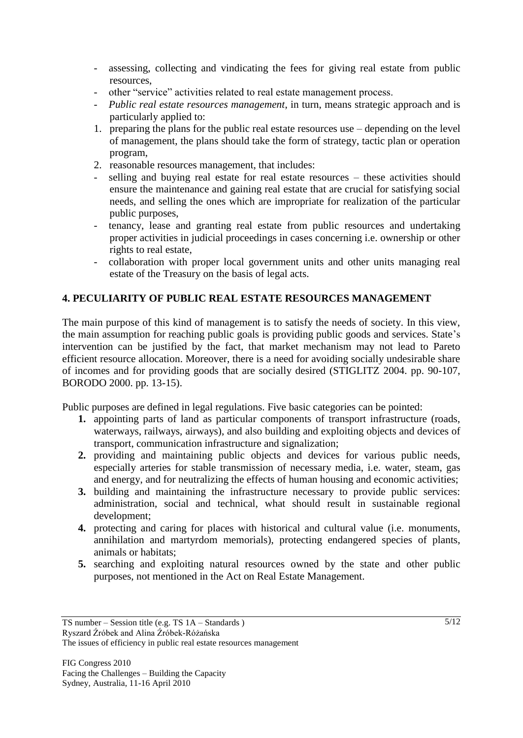- assessing, collecting and vindicating the fees for giving real estate from public resources,
- other "service" activities related to real estate management process.
- *Public real estate resources management*, in turn, means strategic approach and is particularly applied to:

1. preparing the plans for the public real estate resources use – depending on the level of management, the plans should take the form of strategy, tactic plan or operation program,
2. reasonable resources management, that includes:

- selling and buying real estate for real estate resources – these activities should ensure the maintenance and gaining real estate that are crucial for satisfying social needs, and selling the ones which are impropriate for realization of the particular public purposes,
- tenancy, lease and granting real estate from public resources and undertaking proper activities in judicial proceedings in cases concerning i.e. ownership or other rights to real estate,
- collaboration with proper local government units and other units managing real estate of the Treasury on the basis of legal acts.

## 4. PECULIARITY OF PUBLIC REAL ESTATE RESOURCES MANAGEMENT

The main purpose of this kind of management is to satisfy the needs of society. In this view, the main assumption for reaching public goals is providing public goods and services. State's intervention can be justified by the fact, that market mechanism may not lead to Pareto efficient resource allocation. Moreover, there is a need for avoiding socially undesirable share of incomes and for providing goods that are socially desired (STIGLITZ 2004. pp. 90-107, BORODO 2000. pp. 13-15).

Public purposes are defined in legal regulations. Five basic categories can be pointed:

1. appointing parts of land as particular components of transport infrastructure (roads, waterways, railways, airways), and also building and exploiting objects and devices of transport, communication infrastructure and signalization;
2. providing and maintaining public objects and devices for various public needs, especially arteries for stable transmission of necessary media, i.e. water, steam, gas and energy, and for neutralizing the effects of human housing and economic activities;
3. building and maintaining the infrastructure necessary to provide public services: administration, social and technical, what should result in sustainable regional development;
4. protecting and caring for places with historical and cultural value (i.e. monuments, annihilation and martyrdom memorials), protecting endangered species of plants, animals or habitats;
5. searching and exploiting natural resources owned by the state and other public purposes, not mentioned in the Act on Real Estate Management.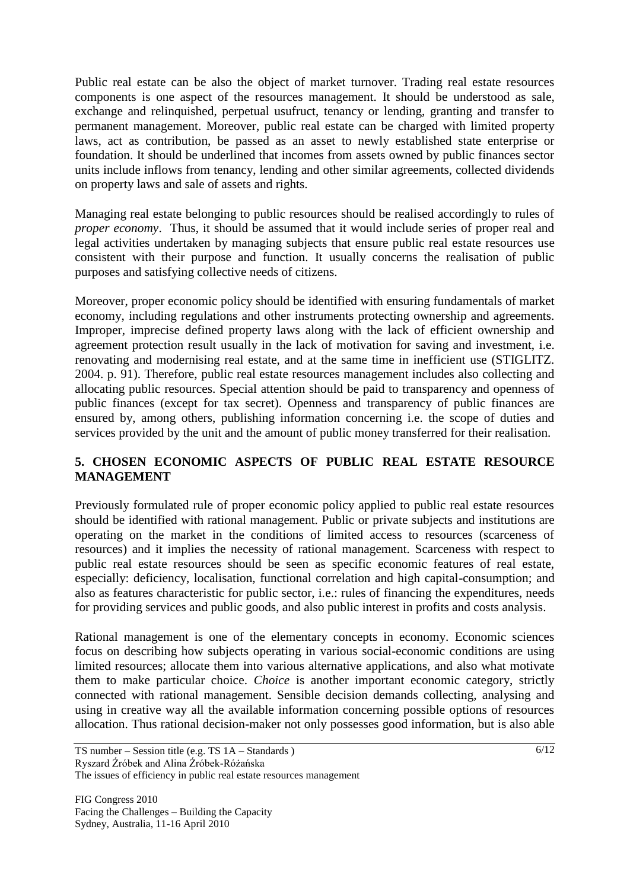Public real estate can be also the object of market turnover. Trading real estate resources components is one aspect of the resources management. It should be understood as sale, exchange and relinquished, perpetual usufruct, tenancy or lending, granting and transfer to permanent management. Moreover, public real estate can be charged with limited property laws, act as contribution, be passed as an asset to newly established state enterprise or foundation. It should be underlined that incomes from assets owned by public finances sector units include inflows from tenancy, lending and other similar agreements, collected dividends on property laws and sale of assets and rights.

Managing real estate belonging to public resources should be realised accordingly to rules of *proper economy*. Thus, it should be assumed that it would include series of proper real and legal activities undertaken by managing subjects that ensure public real estate resources use consistent with their purpose and function. It usually concerns the realisation of public purposes and satisfying collective needs of citizens.

Moreover, proper economic policy should be identified with ensuring fundamentals of market economy, including regulations and other instruments protecting ownership and agreements. Improper, imprecise defined property laws along with the lack of efficient ownership and agreement protection result usually in the lack of motivation for saving and investment, i.e. renovating and modernising real estate, and at the same time in inefficient use (STIGLITZ. 2004. p. 91). Therefore, public real estate resources management includes also collecting and allocating public resources. Special attention should be paid to transparency and openness of public finances (except for tax secret). Openness and transparency of public finances are ensured by, among others, publishing information concerning i.e. the scope of duties and services provided by the unit and the amount of public money transferred for their realisation.

## 5. CHOSEN ECONOMIC ASPECTS OF PUBLIC REAL ESTATE RESOURCE MANAGEMENT

Previously formulated rule of proper economic policy applied to public real estate resources should be identified with rational management. Public or private subjects and institutions are operating on the market in the conditions of limited access to resources (scarceness of resources) and it implies the necessity of rational management. Scarceness with respect to public real estate resources should be seen as specific economic features of real estate, especially: deficiency, localisation, functional correlation and high capital-consumption; and also as features characteristic for public sector, i.e.: rules of financing the expenditures, needs for providing services and public goods, and also public interest in profits and costs analysis.

Rational management is one of the elementary concepts in economy. Economic sciences focus on describing how subjects operating in various social-economic conditions are using limited resources; allocate them into various alternative applications, and also what motivate them to make particular choice. *Choice* is another important economic category, strictly connected with rational management. Sensible decision demands collecting, analysing and using in creative way all the available information concerning possible options of resources allocation. Thus rational decision-maker not only possesses good information, but is also able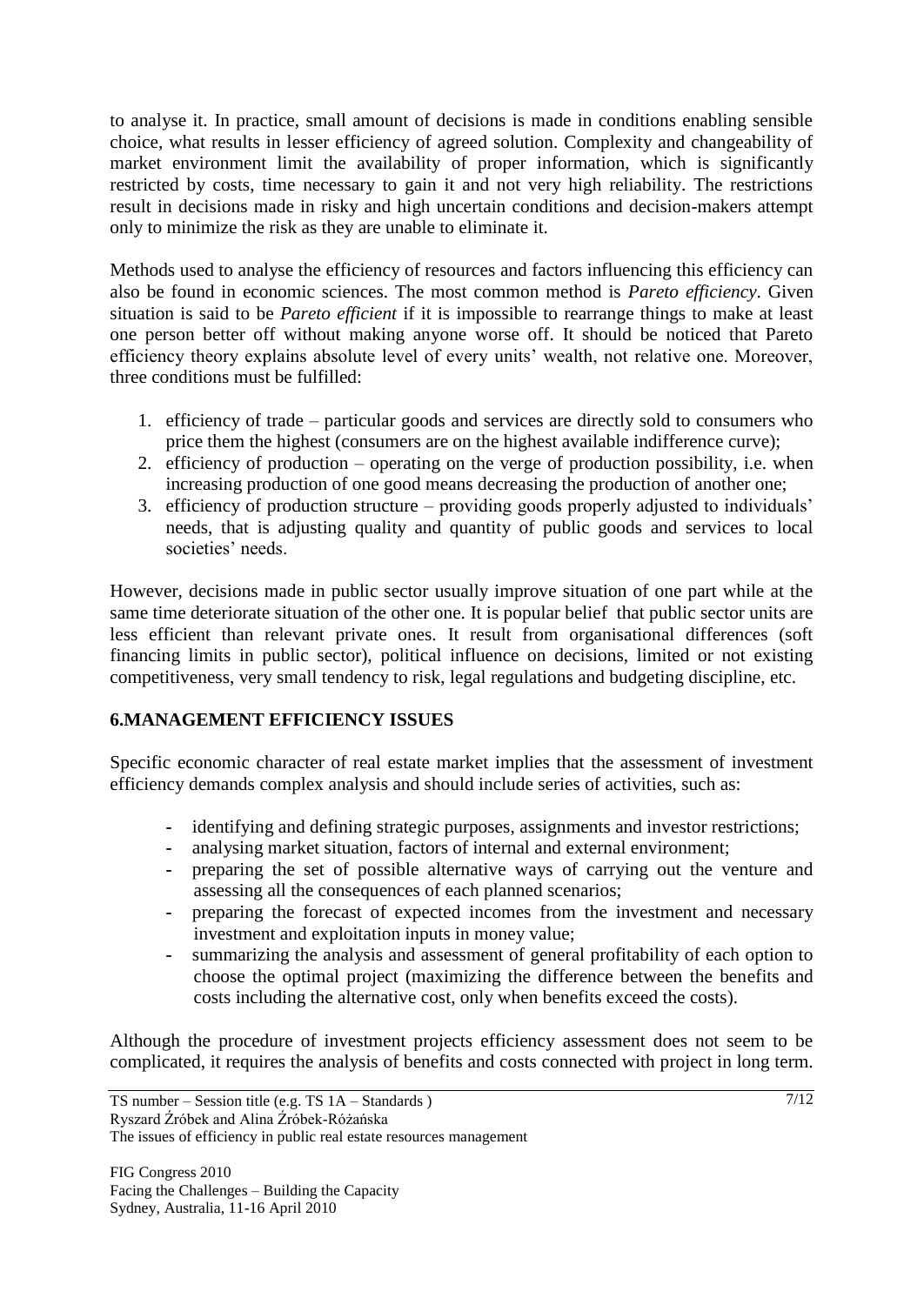to analyse it. In practice, small amount of decisions is made in conditions enabling sensible choice, what results in lesser efficiency of agreed solution. Complexity and changeability of market environment limit the availability of proper information, which is significantly restricted by costs, time necessary to gain it and not very high reliability. The restrictions result in decisions made in risky and high uncertain conditions and decision-makers attempt only to minimize the risk as they are unable to eliminate it.

Methods used to analyse the efficiency of resources and factors influencing this efficiency can also be found in economic sciences. The most common method is *Pareto efficiency*. Given situation is said to be *Pareto efficient* if it is impossible to rearrange things to make at least one person better off without making anyone worse off. It should be noticed that Pareto efficiency theory explains absolute level of every units' wealth, not relative one. Moreover, three conditions must be fulfilled:

1. efficiency of trade – particular goods and services are directly sold to consumers who price them the highest (consumers are on the highest available indifference curve);
2. efficiency of production – operating on the verge of production possibility, i.e. when increasing production of one good means decreasing the production of another one;
3. efficiency of production structure – providing goods properly adjusted to individuals' needs, that is adjusting quality and quantity of public goods and services to local societies' needs.

However, decisions made in public sector usually improve situation of one part while at the same time deteriorate situation of the other one. It is popular belief that public sector units are less efficient than relevant private ones. It result from organisational differences (soft financing limits in public sector), political influence on decisions, limited or not existing competitiveness, very small tendency to risk, legal regulations and budgeting discipline, etc.

## 6.MANAGEMENT EFFICIENCY ISSUES

Specific economic character of real estate market implies that the assessment of investment efficiency demands complex analysis and should include series of activities, such as:

- identifying and defining strategic purposes, assignments and investor restrictions;
- analysing market situation, factors of internal and external environment;
- preparing the set of possible alternative ways of carrying out the venture and assessing all the consequences of each planned scenarios;
- preparing the forecast of expected incomes from the investment and necessary investment and exploitation inputs in money value;
- summarizing the analysis and assessment of general profitability of each option to choose the optimal project (maximizing the difference between the benefits and costs including the alternative cost, only when benefits exceed the costs).

Although the procedure of investment projects efficiency assessment does not seem to be complicated, it requires the analysis of benefits and costs connected with project in long term.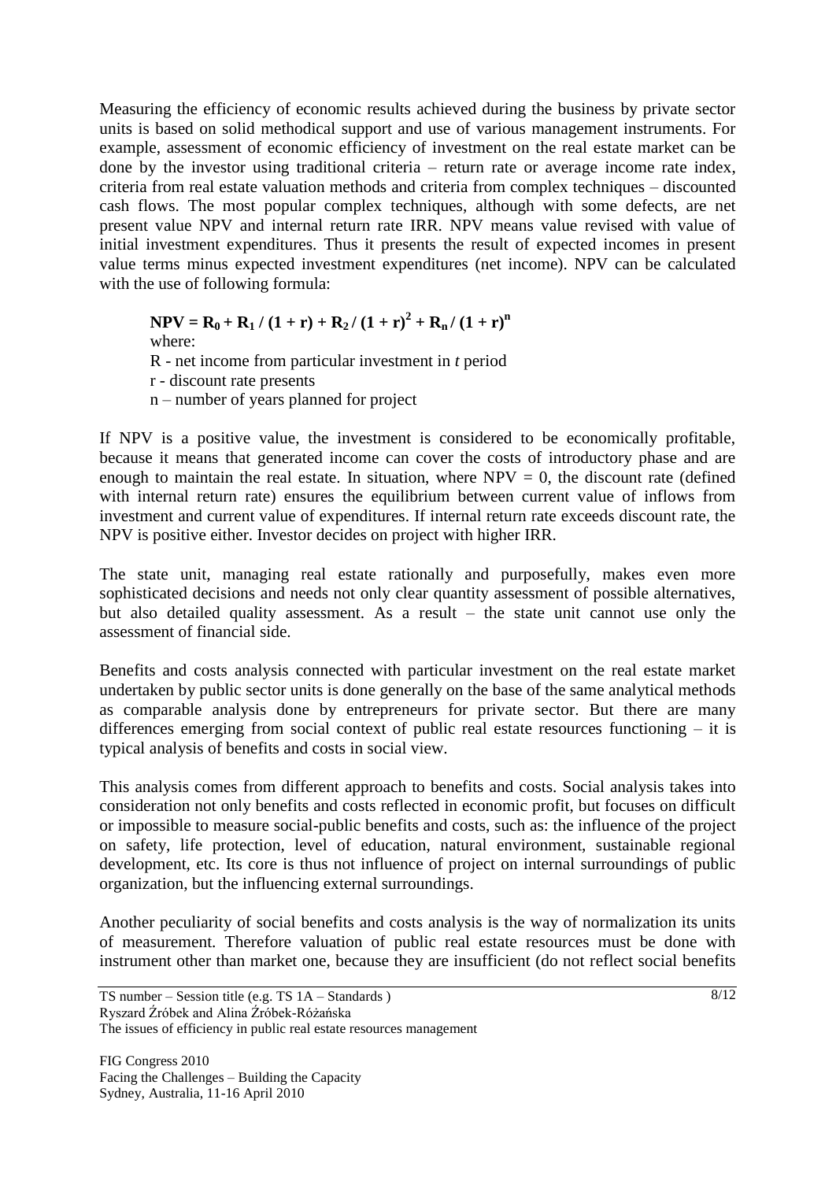Measuring the efficiency of economic results achieved during the business by private sector units is based on solid methodical support and use of various management instruments. For example, assessment of economic efficiency of investment on the real estate market can be done by the investor using traditional criteria – return rate or average income rate index, criteria from real estate valuation methods and criteria from complex techniques – discounted cash flows. The most popular complex techniques, although with some defects, are net present value NPV and internal return rate IRR. NPV means value revised with value of initial investment expenditures. Thus it presents the result of expected incomes in present value terms minus expected investment expenditures (net income). NPV can be calculated with the use of following formula:

$$\mathbf{NPV = R_0 + R_1 / (1 + r) + R_2 / (1 + r)^2 + R_n / (1 + r)^n}$$

where:

R - net income from particular investment in *t* period

r - discount rate presents

n – number of years planned for project

If NPV is a positive value, the investment is considered to be economically profitable, because it means that generated income can cover the costs of introductory phase and are enough to maintain the real estate. In situation, where NPV = 0, the discount rate (defined with internal return rate) ensures the equilibrium between current value of inflows from investment and current value of expenditures. If internal return rate exceeds discount rate, the NPV is positive either. Investor decides on project with higher IRR.

The state unit, managing real estate rationally and purposefully, makes even more sophisticated decisions and needs not only clear quantity assessment of possible alternatives, but also detailed quality assessment. As a result – the state unit cannot use only the assessment of financial side.

Benefits and costs analysis connected with particular investment on the real estate market undertaken by public sector units is done generally on the base of the same analytical methods as comparable analysis done by entrepreneurs for private sector. But there are many differences emerging from social context of public real estate resources functioning – it is typical analysis of benefits and costs in social view.

This analysis comes from different approach to benefits and costs. Social analysis takes into consideration not only benefits and costs reflected in economic profit, but focuses on difficult or impossible to measure social-public benefits and costs, such as: the influence of the project on safety, life protection, level of education, natural environment, sustainable regional development, etc. Its core is thus not influence of project on internal surroundings of public organization, but the influencing external surroundings.

Another peculiarity of social benefits and costs analysis is the way of normalization its units of measurement. Therefore valuation of public real estate resources must be done with instrument other than market one, because they are insufficient (do not reflect social benefits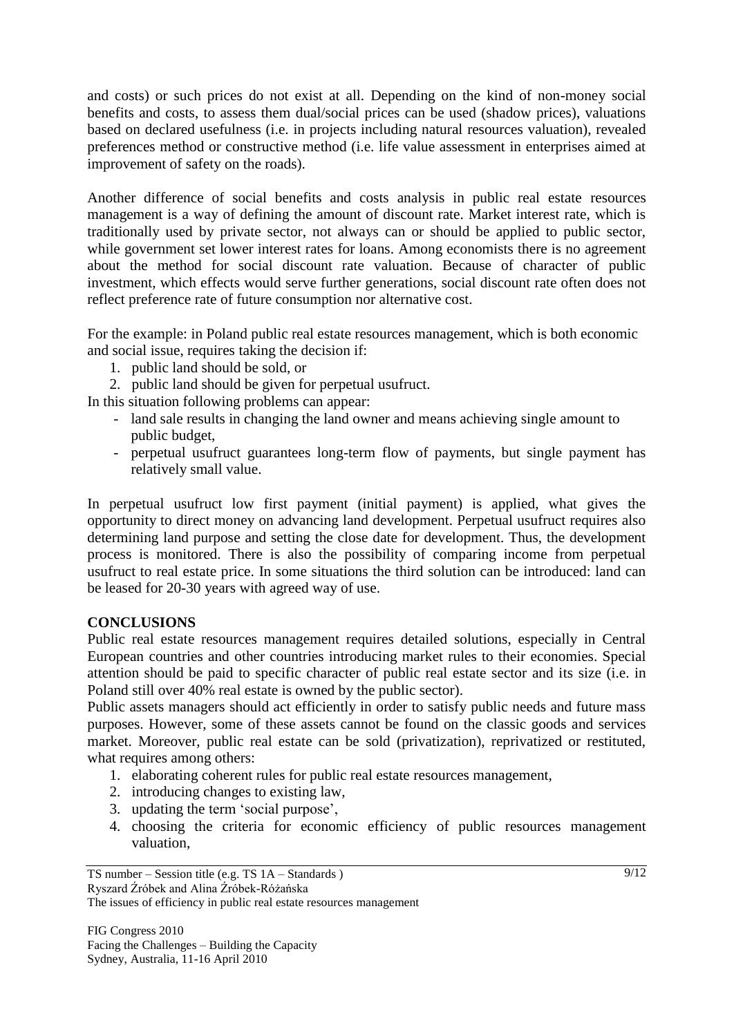and costs) or such prices do not exist at all. Depending on the kind of non-money social benefits and costs, to assess them dual/social prices can be used (shadow prices), valuations based on declared usefulness (i.e. in projects including natural resources valuation), revealed preferences method or constructive method (i.e. life value assessment in enterprises aimed at improvement of safety on the roads).

Another difference of social benefits and costs analysis in public real estate resources management is a way of defining the amount of discount rate. Market interest rate, which is traditionally used by private sector, not always can or should be applied to public sector, while government set lower interest rates for loans. Among economists there is no agreement about the method for social discount rate valuation. Because of character of public investment, which effects would serve further generations, social discount rate often does not reflect preference rate of future consumption nor alternative cost.

For the example: in Poland public real estate resources management, which is both economic and social issue, requires taking the decision if:

1. public land should be sold, or
2. public land should be given for perpetual usufruct.

In this situation following problems can appear:

- land sale results in changing the land owner and means achieving single amount to public budget,
- perpetual usufruct guarantees long-term flow of payments, but single payment has relatively small value.

In perpetual usufruct low first payment (initial payment) is applied, what gives the opportunity to direct money on advancing land development. Perpetual usufruct requires also determining land purpose and setting the close date for development. Thus, the development process is monitored. There is also the possibility of comparing income from perpetual usufruct to real estate price. In some situations the third solution can be introduced: land can be leased for 20-30 years with agreed way of use.

## CONCLUSIONS

Public real estate resources management requires detailed solutions, especially in Central European countries and other countries introducing market rules to their economies. Special attention should be paid to specific character of public real estate sector and its size (i.e. in Poland still over 40% real estate is owned by the public sector).

Public assets managers should act efficiently in order to satisfy public needs and future mass purposes. However, some of these assets cannot be found on the classic goods and services market. Moreover, public real estate can be sold (privatization), reprivatized or restituted, what requires among others:

1. elaborating coherent rules for public real estate resources management,
2. introducing changes to existing law,
3. updating the term 'social purpose',
4. choosing the criteria for economic efficiency of public resources management valuation,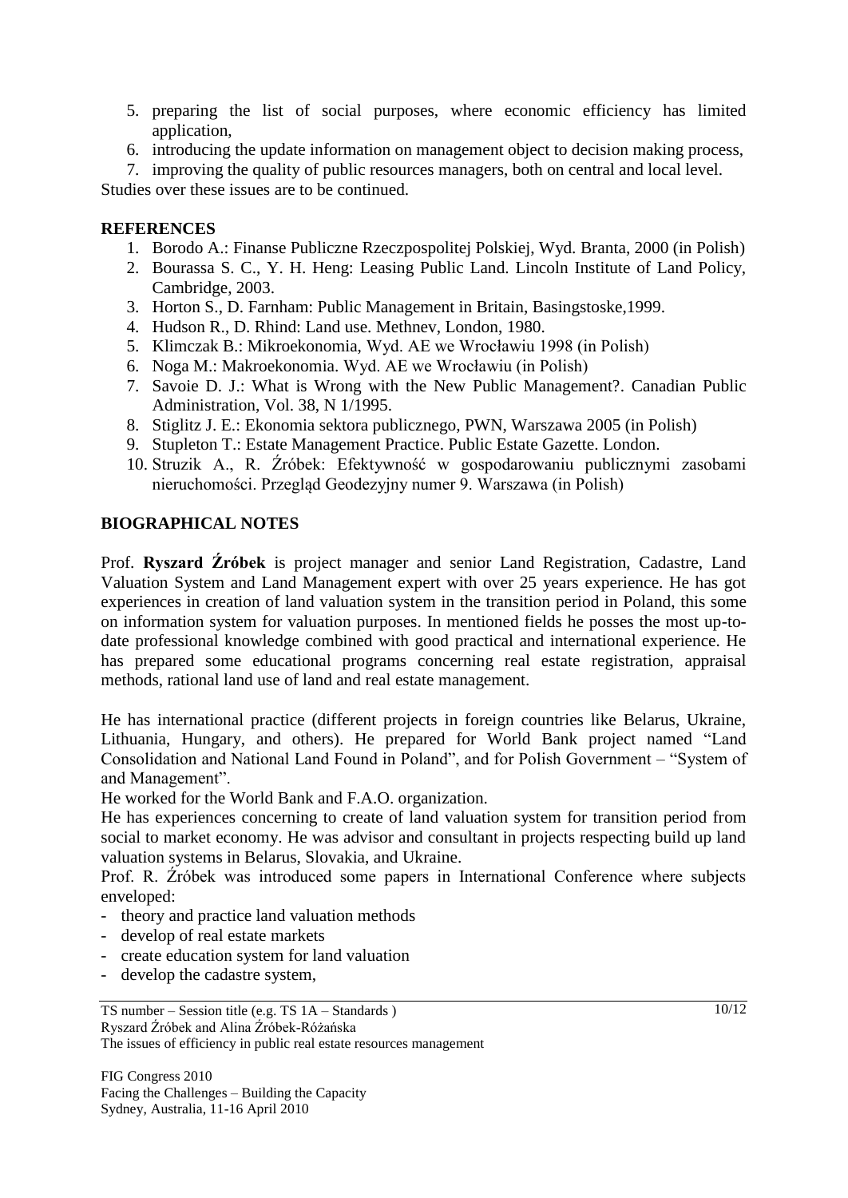5. preparing the list of social purposes, where economic efficiency has limited application,
6. introducing the update information on management object to decision making process,
7. improving the quality of public resources managers, both on central and local level.

Studies over these issues are to be continued.

## REFERENCES

1. Borodo A.: Finanse Publiczne Rzeczpospolitej Polskiej, Wyd. Branta, 2000 (in Polish)
2. Bourassa S. C., Y. H. Heng: Leasing Public Land. Lincoln Institute of Land Policy, Cambridge, 2003.
3. Horton S., D. Farnham: Public Management in Britain, Basingstoske,1999.
4. Hudson R., D. Rhind: Land use. Methnev, London, 1980.
5. Klimczak B.: Mikroekonomia, Wyd. AE we Wrocławiu 1998 (in Polish)
6. Noga M.: Makroekonomia. Wyd. AE we Wrocławiu (in Polish)
7. Savoie D. J.: What is Wrong with the New Public Management?. Canadian Public Administration, Vol. 38, N 1/1995.
8. Stiglitz J. E.: Ekonomia sektora publicznego, PWN, Warszawa 2005 (in Polish)
9. Stupleton T.: Estate Management Practice. Public Estate Gazette. London.
10. Struzik A., R. Źróbek: Efektywność w gospodarowaniu publicznymi zasobami nieruchomości. Przegląd Geodezyjny numer 9. Warszawa (in Polish)

## BIOGRAPHICAL NOTES

Prof. **Ryszard Źróbek** is project manager and senior Land Registration, Cadastre, Land Valuation System and Land Management expert with over 25 years experience. He has got experiences in creation of land valuation system in the transition period in Poland, this some on information system for valuation purposes. In mentioned fields he posses the most up-to-date professional knowledge combined with good practical and international experience. He has prepared some educational programs concerning real estate registration, appraisal methods, rational land use of land and real estate management.

He has international practice (different projects in foreign countries like Belarus, Ukraine, Lithuania, Hungary, and others). He prepared for World Bank project named "Land Consolidation and National Land Found in Poland", and for Polish Government – "System of and Management".
He worked for the World Bank and F.A.O. organization.
He has experiences concerning to create of land valuation system for transition period from social to market economy. He was advisor and consultant in projects respecting build up land valuation systems in Belarus, Slovakia, and Ukraine.
Prof. R. Źróbek was introduced some papers in International Conference where subjects enveloped:

- theory and practice land valuation methods
- develop of real estate markets
- create education system for land valuation
- develop the cadastre system,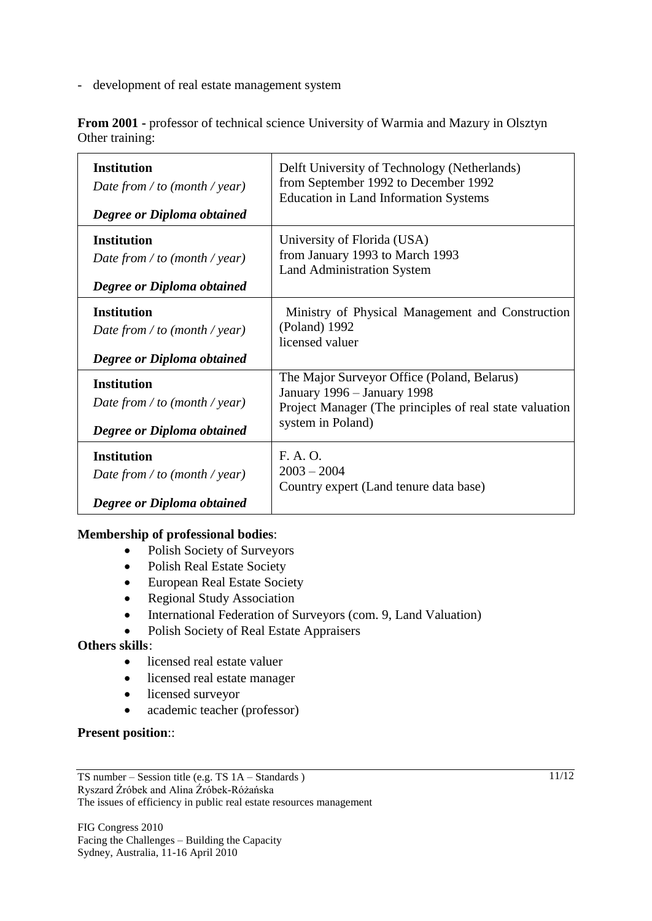- development of real estate management system

**From 2001 -** professor of technical science University of Warmia and Mazury in Olsztyn
Other training:

| | |
|---|---|
| **Institution**<br>*Date from / to (month / year)*<br>***Degree or Diploma obtained*** | Delft University of Technology (Netherlands)<br>from September 1992 to December 1992<br>Education in Land Information Systems |
| **Institution**<br>*Date from / to (month / year)*<br>***Degree or Diploma obtained*** | University of Florida (USA)<br>from January 1993 to March 1993<br>Land Administration System |
| **Institution**<br>*Date from / to (month / year)*<br>***Degree or Diploma obtained*** | Ministry of Physical Management and Construction (Poland) 1992<br>licensed valuer |
| **Institution**<br>*Date from / to (month / year)*<br>***Degree or Diploma obtained*** | The Major Surveyor Office (Poland, Belarus)<br>January 1996 – January 1998<br>Project Manager (The principles of real state valuation system in Poland) |
| **Institution**<br>*Date from / to (month / year)*<br>***Degree or Diploma obtained*** | F. A. O.<br>2003 – 2004<br>Country expert (Land tenure data base) |

**Membership of professional bodies**:

- Polish Society of Surveyors
- Polish Real Estate Society
- European Real Estate Society
- Regional Study Association
- International Federation of Surveyors (com. 9, Land Valuation)
- Polish Society of Real Estate Appraisers

**Others skills**:

- licensed real estate valuer
- licensed real estate manager
- licensed surveyor
- academic teacher (professor)

**Present position**::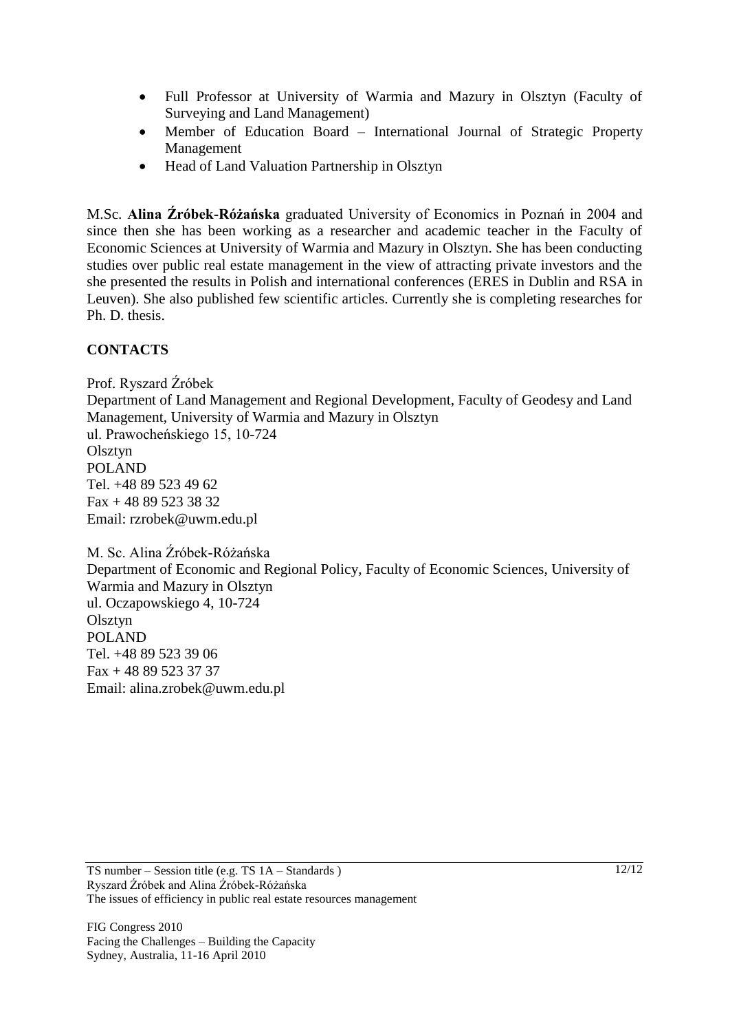- Full Professor at University of Warmia and Mazury in Olsztyn (Faculty of Surveying and Land Management)
- Member of Education Board – International Journal of Strategic Property Management
- Head of Land Valuation Partnership in Olsztyn

M.Sc. **Alina Źróbek-Różańska** graduated University of Economics in Poznań in 2004 and since then she has been working as a researcher and academic teacher in the Faculty of Economic Sciences at University of Warmia and Mazury in Olsztyn. She has been conducting studies over public real estate management in the view of attracting private investors and the she presented the results in Polish and international conferences (ERES in Dublin and RSA in Leuven). She also published few scientific articles. Currently she is completing researches for Ph. D. thesis.

## CONTACTS

Prof. Ryszard Źróbek
Department of Land Management and Regional Development, Faculty of Geodesy and Land Management, University of Warmia and Mazury in Olsztyn
ul. Prawocheńskiego 15, 10-724
Olsztyn
POLAND
Tel. +48 89 523 49 62
Fax + 48 89 523 38 32
Email: rzrobek@uwm.edu.pl

M. Sc. Alina Źróbek-Różańska
Department of Economic and Regional Policy, Faculty of Economic Sciences, University of Warmia and Mazury in Olsztyn
ul. Oczapowskiego 4, 10-724
Olsztyn
POLAND
Tel. +48 89 523 39 06
Fax + 48 89 523 37 37
Email: alina.zrobek@uwm.edu.pl